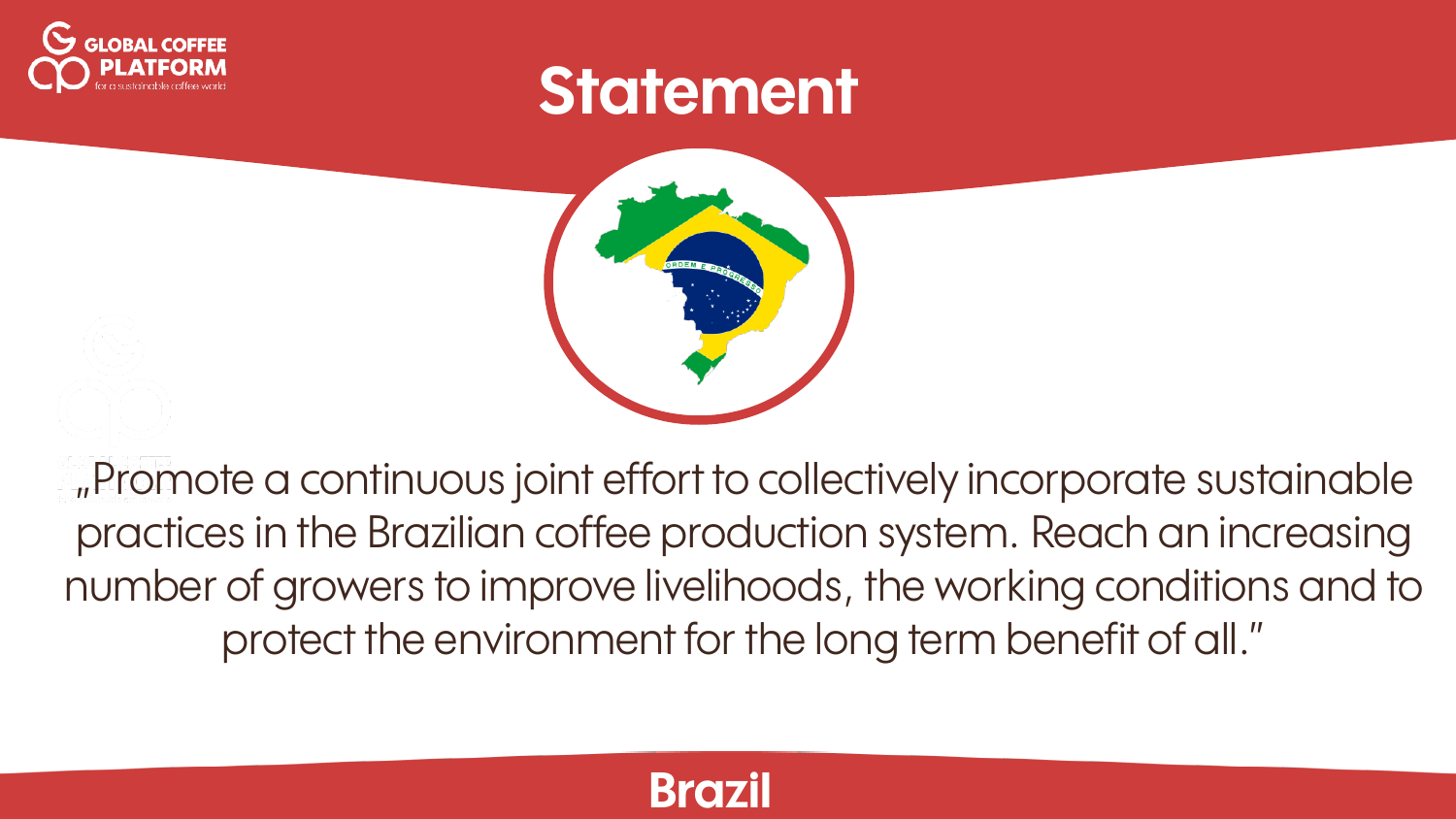# Statement

„Promote a continuous joint effort to collectively incorporate sustainable practices in the Brazilian coffee production system. Reach an increasing number of growers to improve livelihoods, the working conditions and to protect the environment for the long term benefit of all."

**Brazil**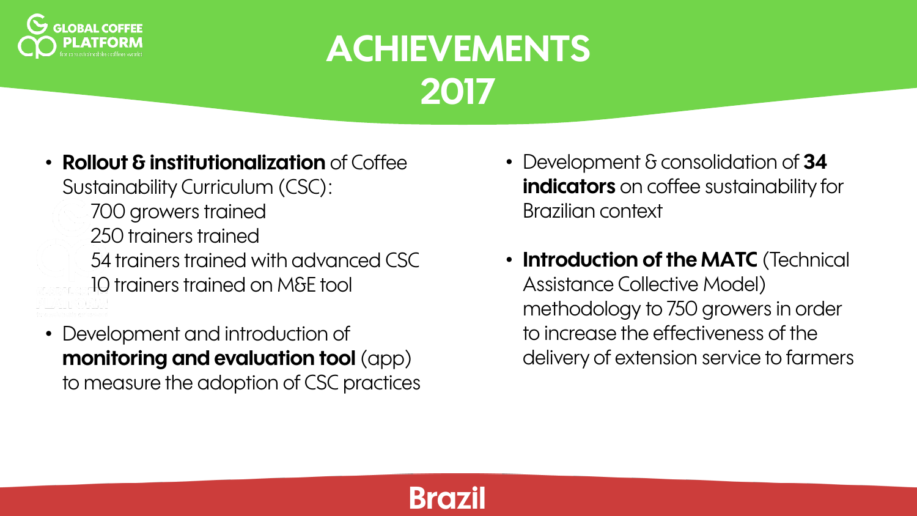# ACHIEVEMENTS 2017

- **Rollout & institutionalization** of Coffee Sustainability Curriculum (CSC):
  - 700 growers trained
  - 250 trainers trained
  - 54 trainers trained with advanced CSC
  - 10 trainers trained on M&E tool
- Development and introduction of **monitoring and evaluation tool** (app) to measure the adoption of CSC practices
- Development & consolidation of **34 indicators** on coffee sustainability for Brazilian context
- **Introduction of the MATC** (Technical Assistance Collective Model) methodology to 750 growers in order to increase the effectiveness of the delivery of extension service to farmers

## Brazil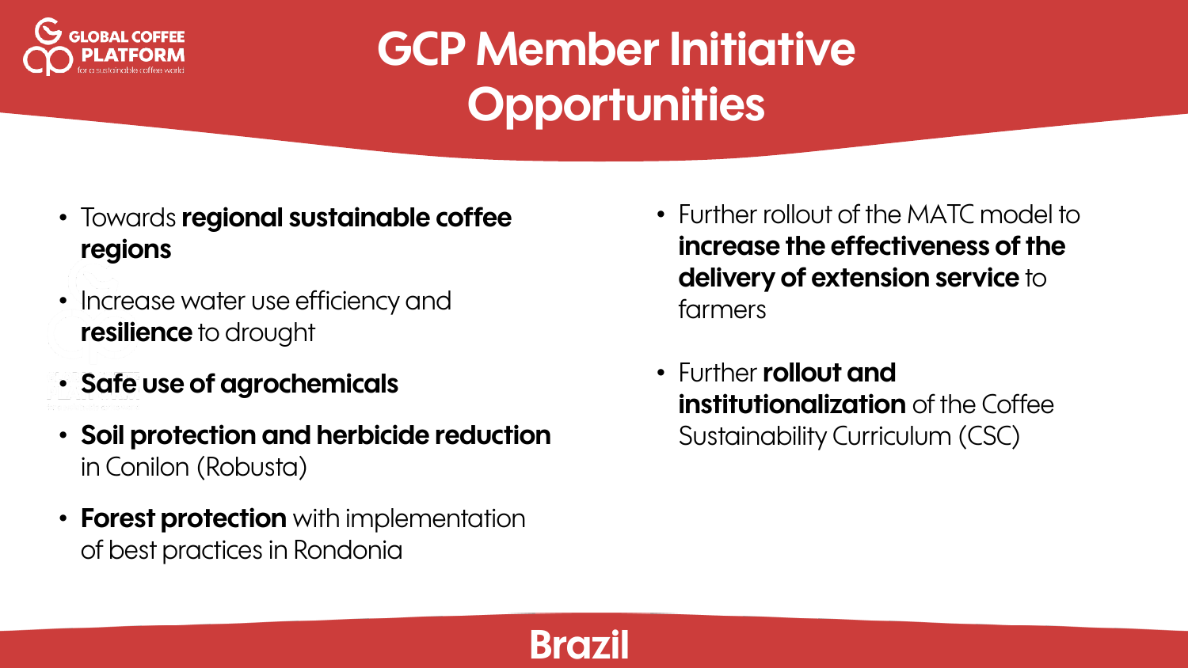# GCP Member Initiative Opportunities

- Towards **regional sustainable coffee regions**
- Increase water use efficiency and **resilience** to drought
- **Safe use of agrochemicals**
- **Soil protection and herbicide reduction** in Conilon (Robusta)
- **Forest protection** with implementation of best practices in Rondonia
- Further rollout of the MATC model to **increase the effectiveness of the delivery of extension service** to farmers
- Further **rollout and institutionalization** of the Coffee Sustainability Curriculum (CSC)

## Brazil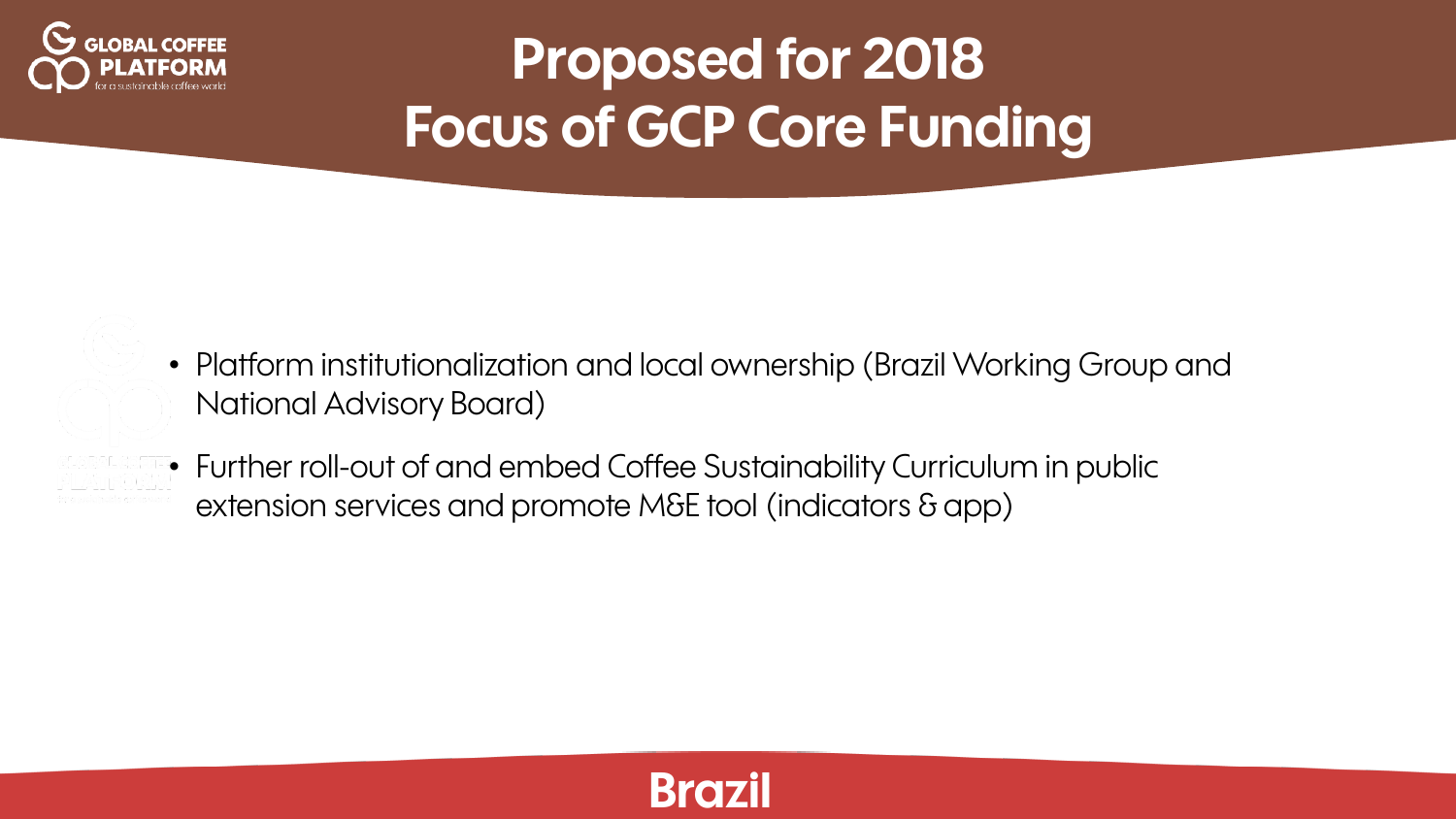# Proposed for 2018 Focus of GCP Core Funding

- Platform institutionalization and local ownership (Brazil Working Group and National Advisory Board)
- Further roll-out of and embed Coffee Sustainability Curriculum in public extension services and promote M&E tool (indicators & app)

**Brazil**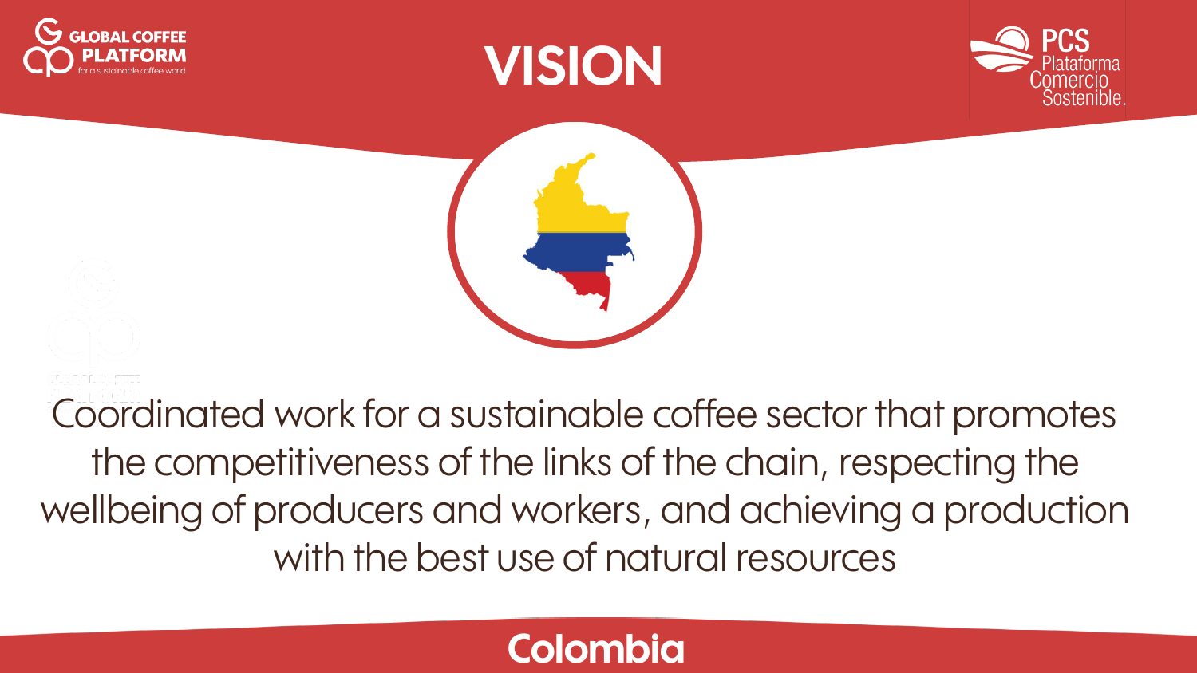# VISION

Coordinated work for a sustainable coffee sector that promotes the competitiveness of the links of the chain, respecting the wellbeing of producers and workers, and achieving a production with the best use of natural resources

**Colombia**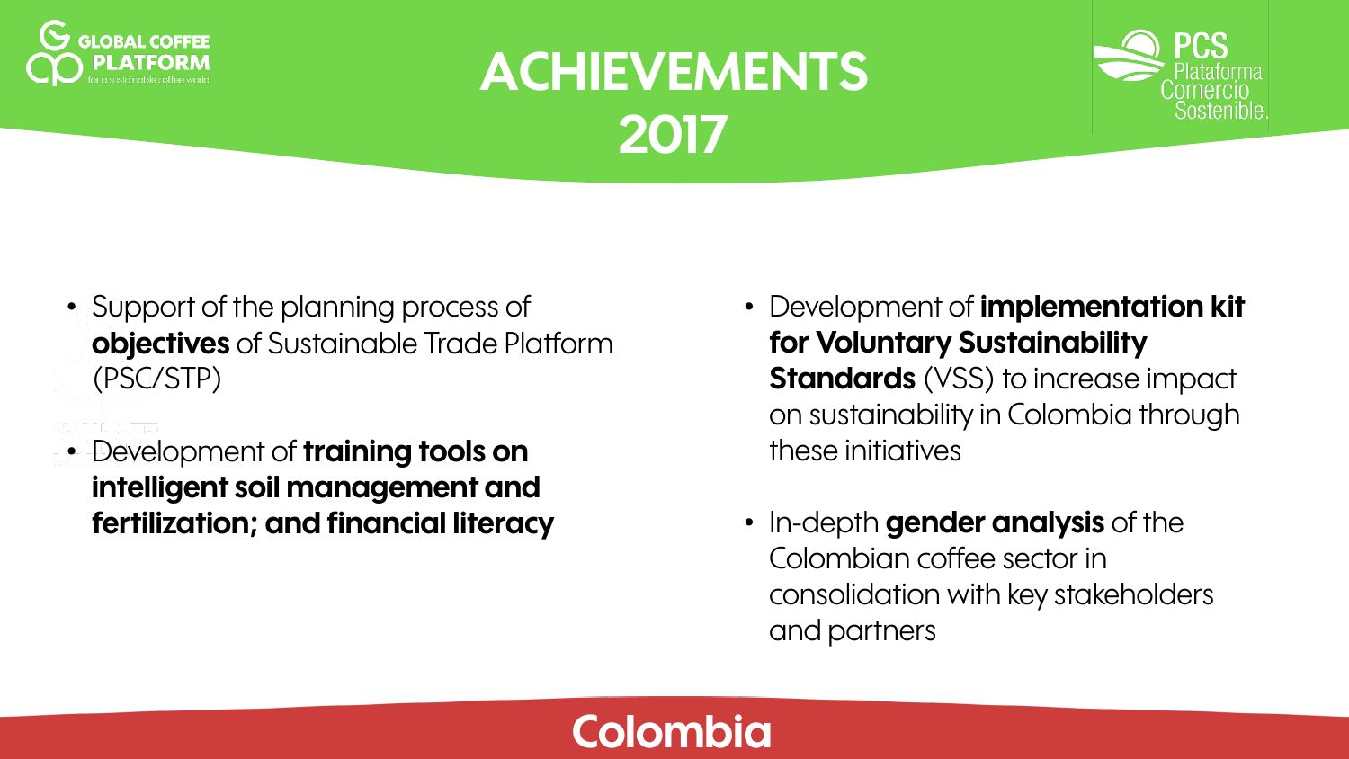# ACHIEVEMENTS 2017

- Support of the planning process of **objectives** of Sustainable Trade Platform (PSC/STP)
- Development of **training tools on intelligent soil management and fertilization; and financial literacy**
- Development of **implementation kit for Voluntary Sustainability Standards** (VSS) to increase impact on sustainability in Colombia through these initiatives
- In-depth **gender analysis** of the Colombian coffee sector in consolidation with key stakeholders and partners

## Colombia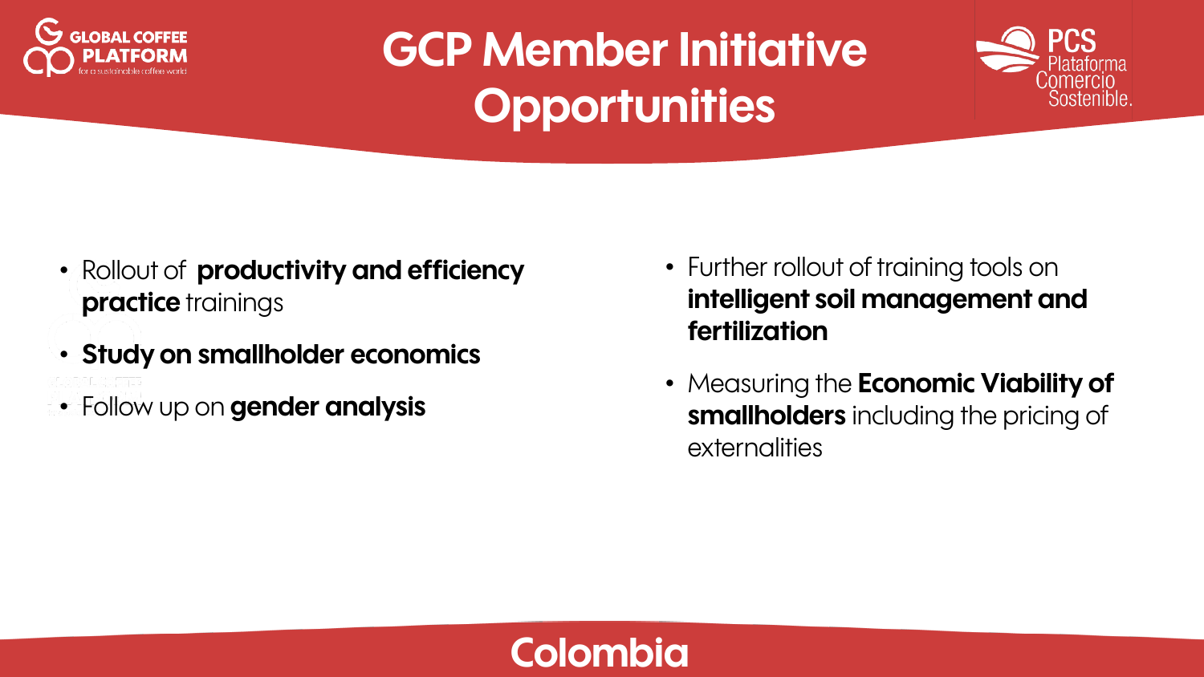# GCP Member Initiative Opportunities

- Rollout of **productivity and efficiency practice** trainings
- **Study on smallholder economics**
- Follow up on **gender analysis**

- Further rollout of training tools on **intelligent soil management and fertilization**
- Measuring the **Economic Viability of smallholders** including the pricing of externalities

## Colombia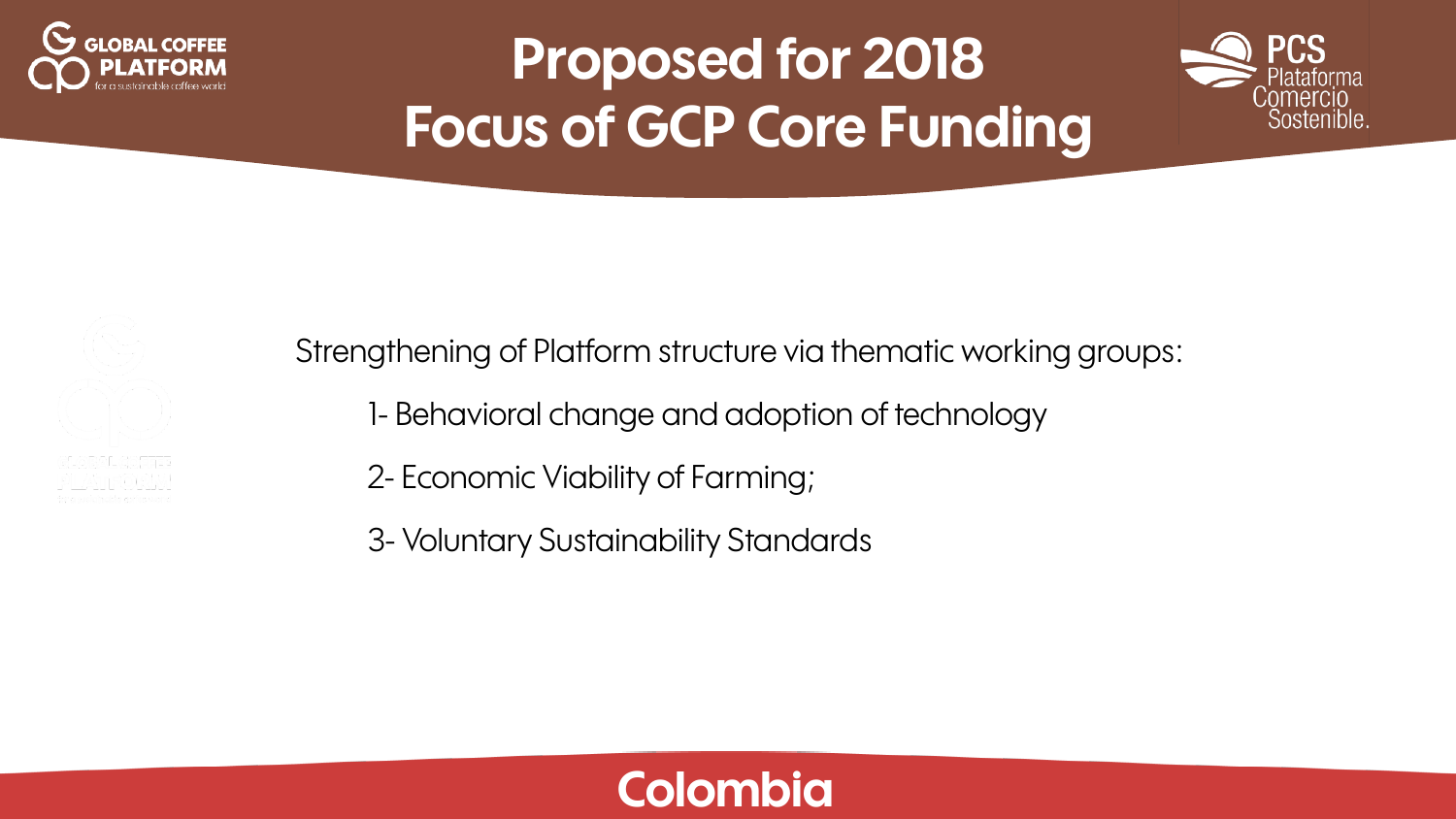# Proposed for 2018 Focus of GCP Core Funding

Strengthening of Platform structure via thematic working groups:

1- Behavioral change and adoption of technology

2- Economic Viability of Farming;

3- Voluntary Sustainability Standards

**Colombia**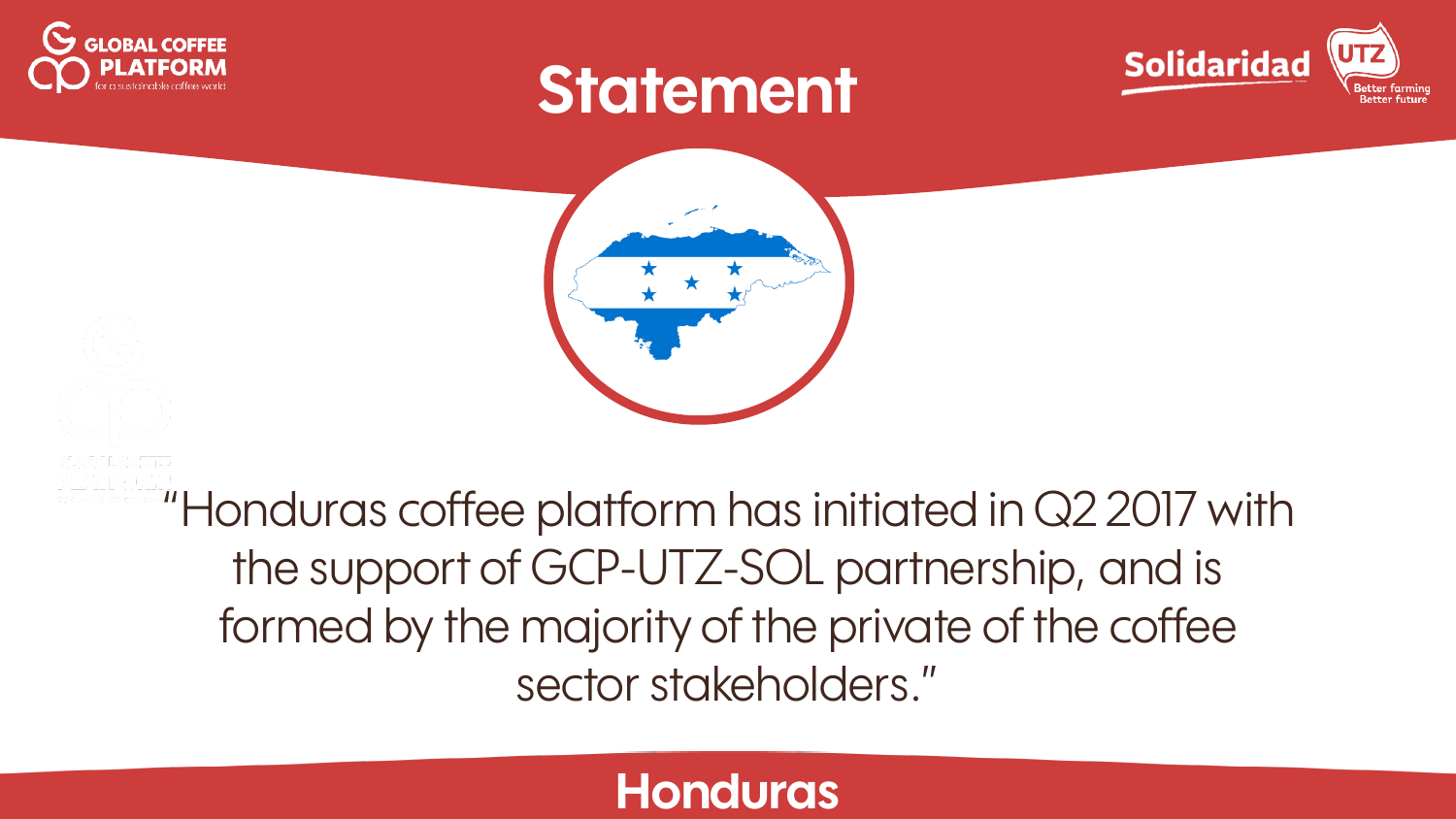# Statement

"Honduras coffee platform has initiated in Q2 2017 with the support of GCP-UTZ-SOL partnership, and is formed by the majority of the private of the coffee sector stakeholders."

## Honduras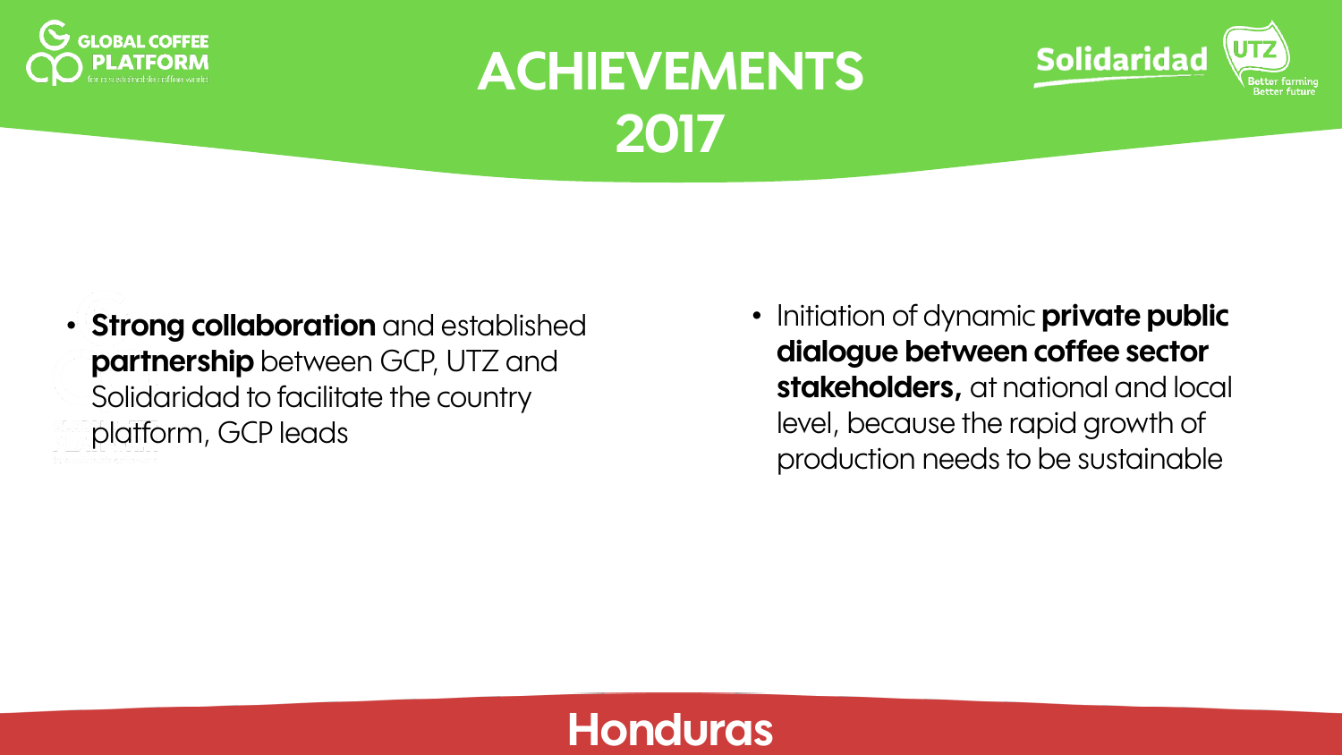# ACHIEVEMENTS 2017

- **Strong collaboration** and established **partnership** between GCP, UTZ and Solidaridad to facilitate the country platform, GCP leads

- Initiation of dynamic **private public dialogue between coffee sector stakeholders,** at national and local level, because the rapid growth of production needs to be sustainable

## Honduras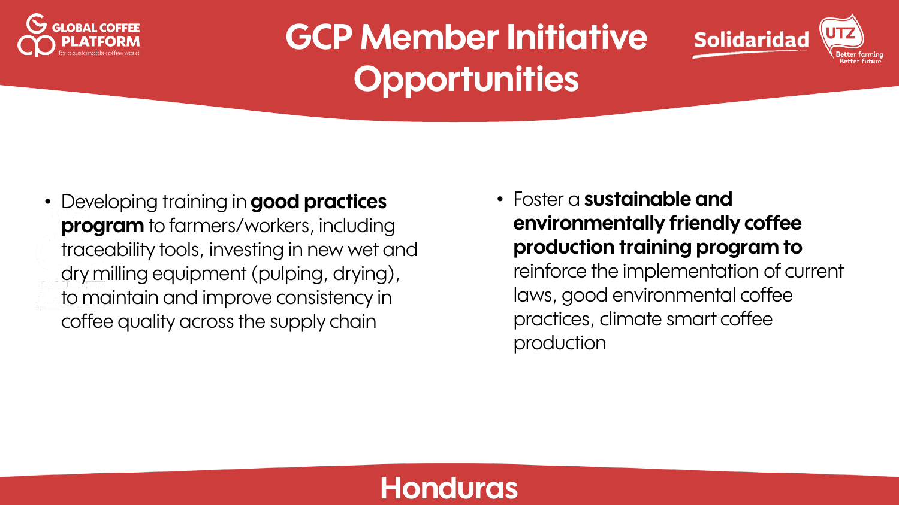# GCP Member Initiative Opportunities

- Developing training in **good practices program** to farmers/workers, including traceability tools, investing in new wet and dry milling equipment (pulping, drying), to maintain and improve consistency in coffee quality across the supply chain

- Foster a **sustainable and environmentally friendly coffee production training program to** reinforce the implementation of current laws, good environmental coffee practices, climate smart coffee production

## Honduras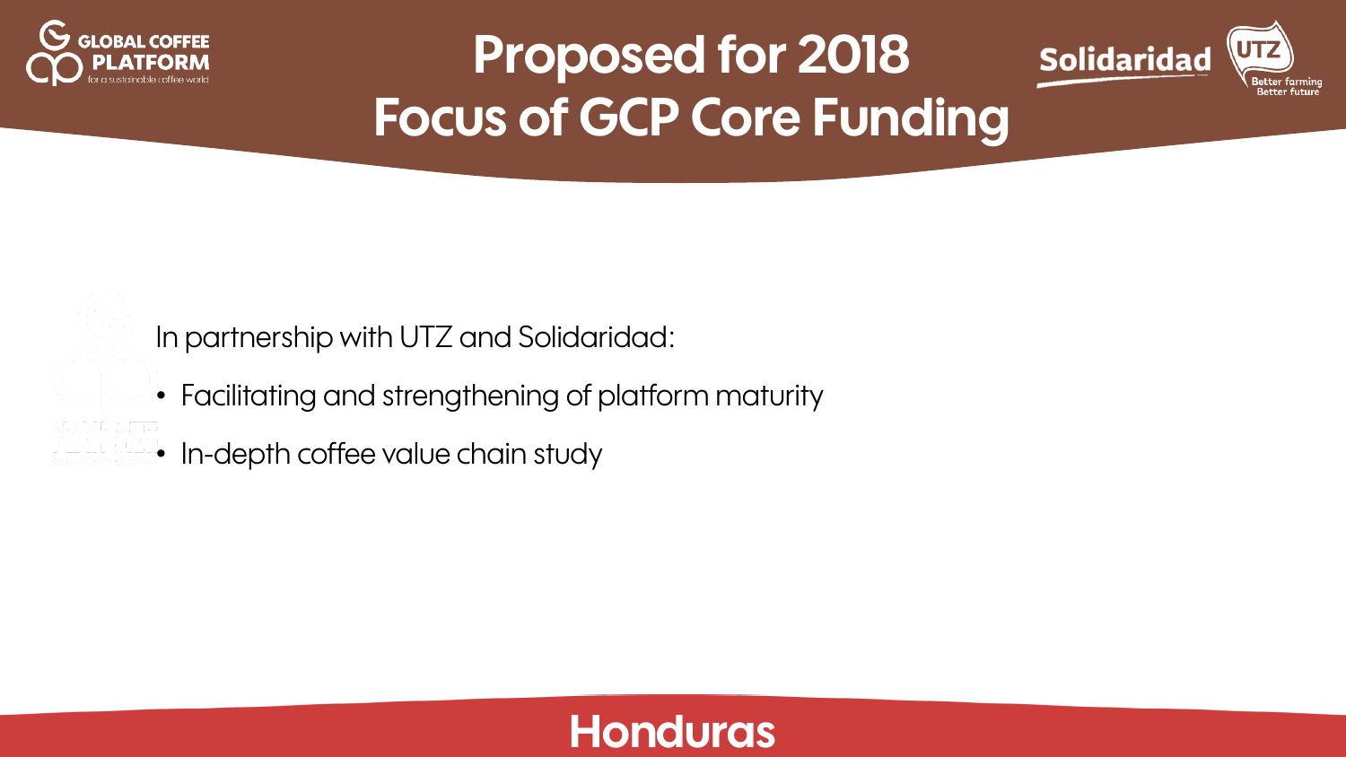# Proposed for 2018
# Focus of GCP Core Funding

In partnership with UTZ and Solidaridad:

- Facilitating and strengthening of platform maturity
- In-depth coffee value chain study

## Honduras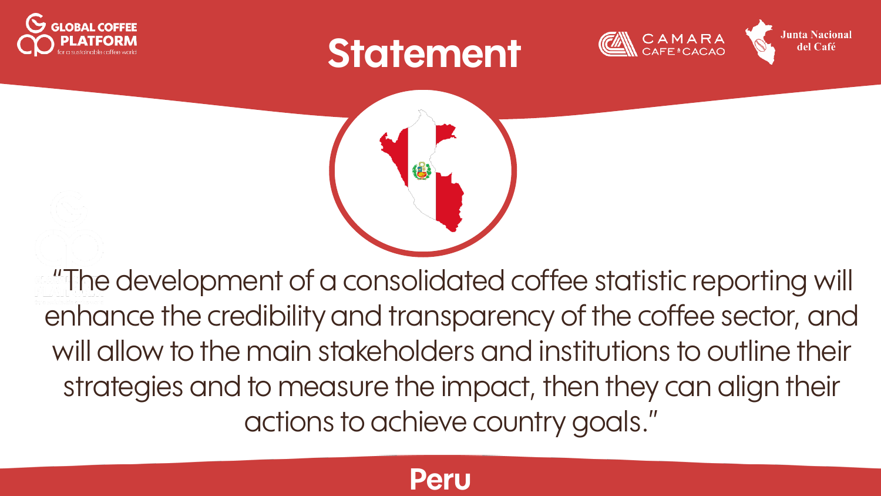# Statement

"The development of a consolidated coffee statistic reporting will enhance the credibility and transparency of the coffee sector, and will allow to the main stakeholders and institutions to outline their strategies and to measure the impact, then they can align their actions to achieve country goals."

**Peru**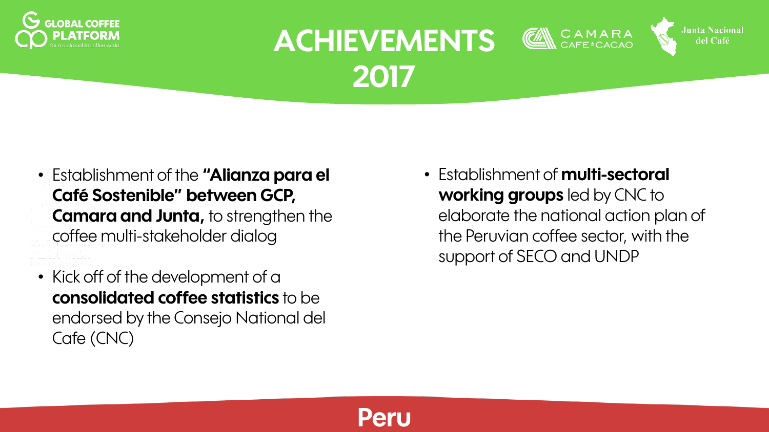# ACHIEVEMENTS 2017

- Establishment of the **"Alianza para el Café Sostenible" between GCP, Camara and Junta,** to strengthen the coffee multi-stakeholder dialog
- Kick off of the development of a **consolidated coffee statistics** to be endorsed by the Consejo National del Cafe (CNC)
- Establishment of **multi-sectoral working groups** led by CNC to elaborate the national action plan of the Peruvian coffee sector, with the support of SECO and UNDP

**Peru**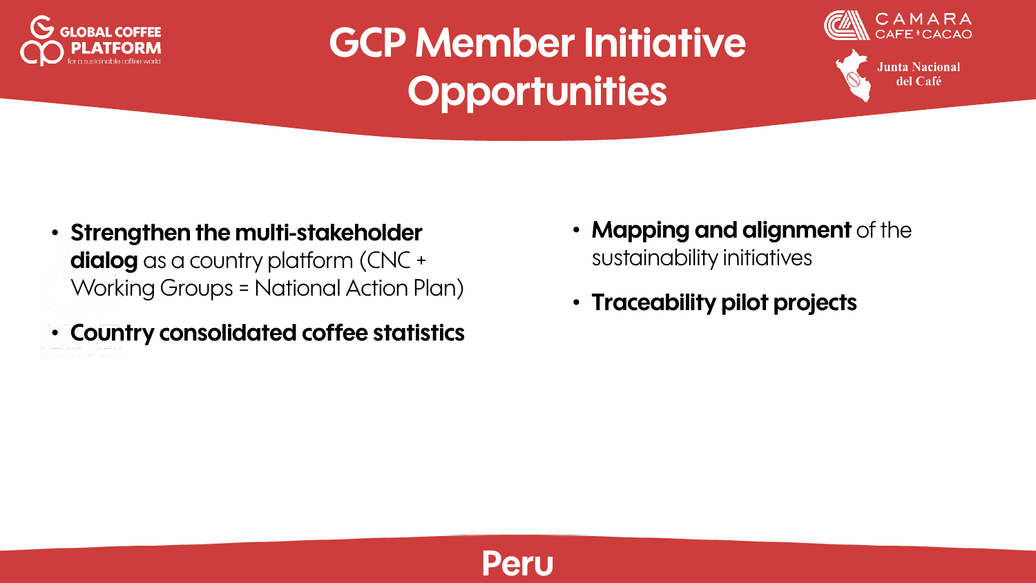# GCP Member Initiative Opportunities

- **Strengthen the multi-stakeholder dialog** as a country platform (CNC + Working Groups = National Action Plan)
- **Country consolidated coffee statistics**
- **Mapping and alignment** of the sustainability initiatives
- **Traceability pilot projects**

**Peru**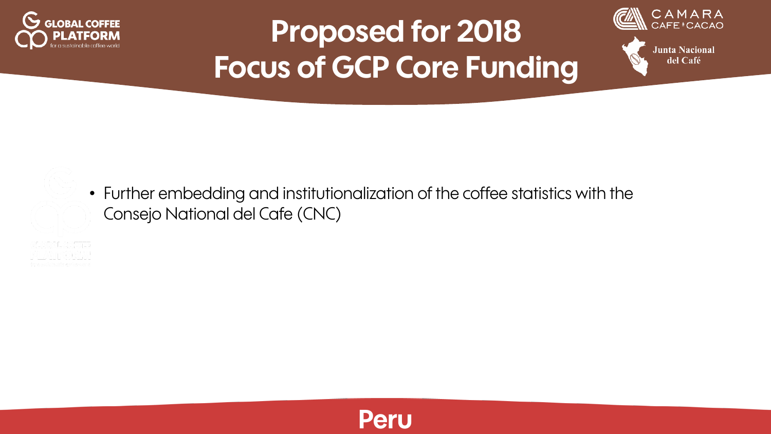# Proposed for 2018 Focus of GCP Core Funding

- Further embedding and institutionalization of the coffee statistics with the Consejo National del Cafe (CNC)

**Peru**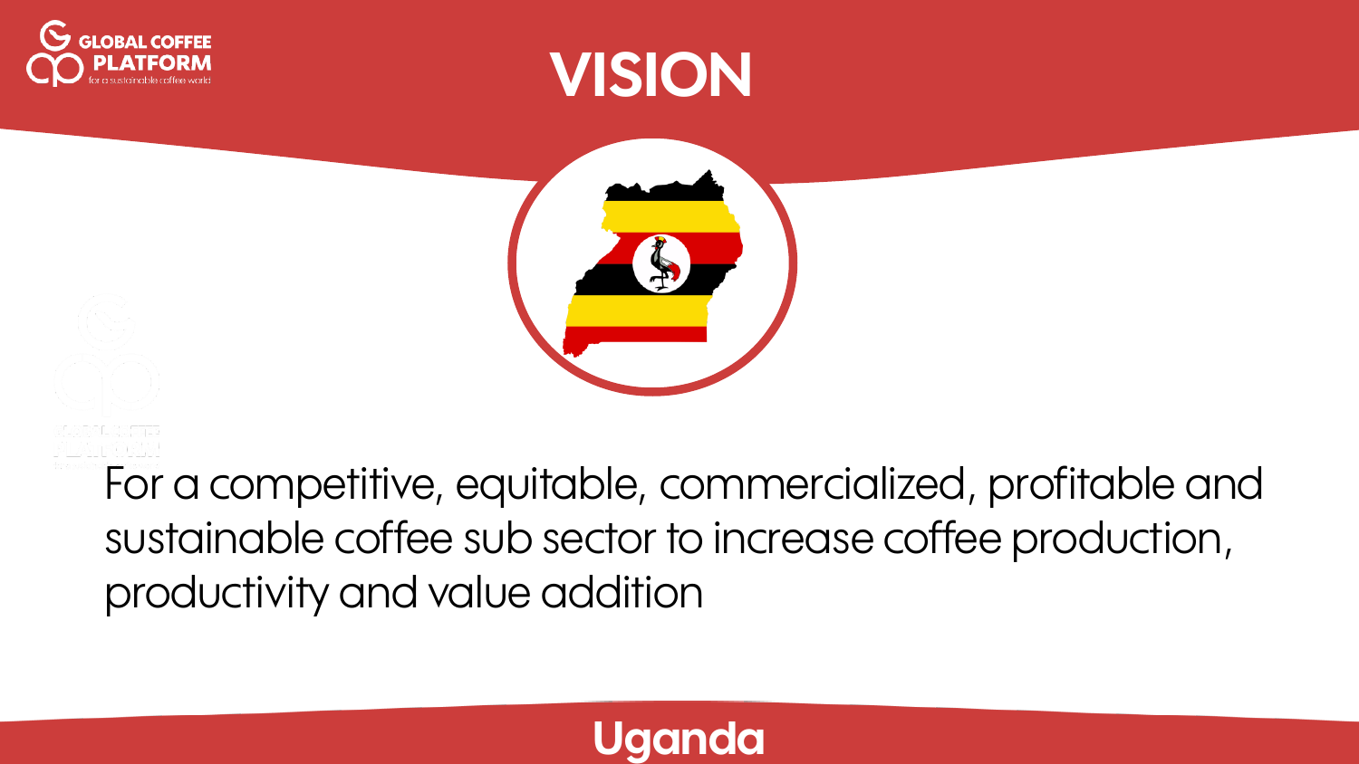# VISION

For a competitive, equitable, commercialized, profitable and sustainable coffee sub sector to increase coffee production, productivity and value addition

**Uganda**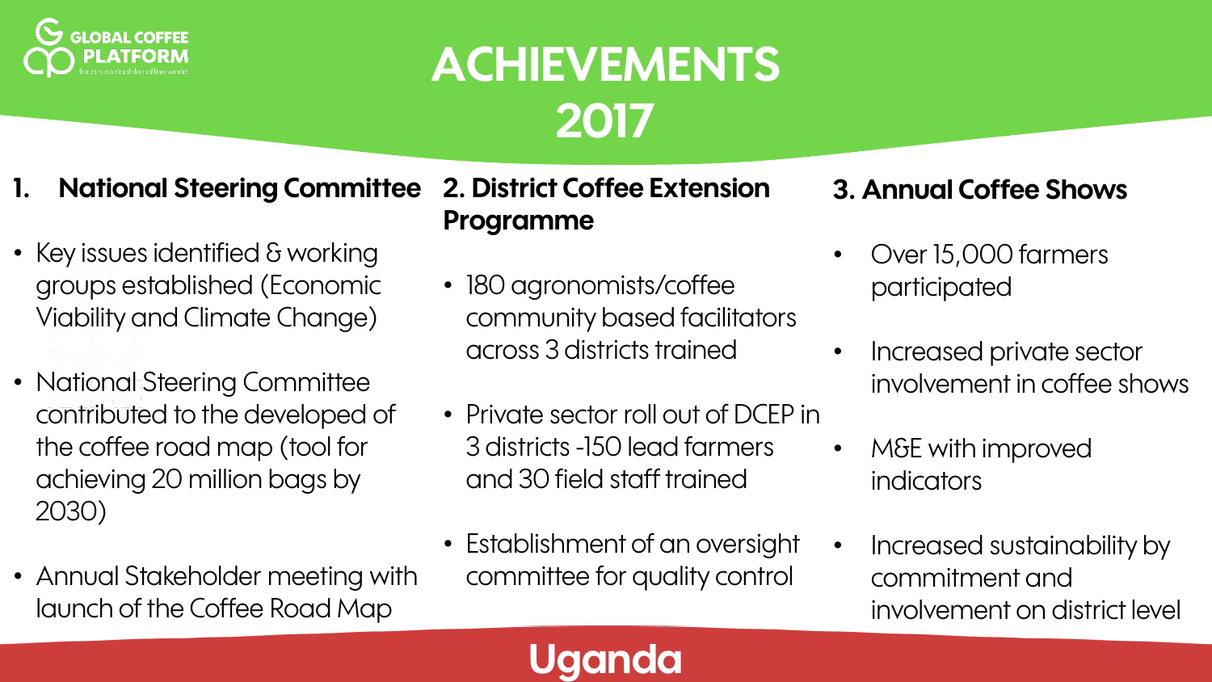# ACHIEVEMENTS 2017

## 1. National Steering Committee

- Key issues identified & working groups established (Economic Viability and Climate Change)
- National Steering Committee contributed to the developed of the coffee road map (tool for achieving 20 million bags by 2030)
- Annual Stakeholder meeting with launch of the Coffee Road Map

## 2. District Coffee Extension Programme

- 180 agronomists/coffee community based facilitators across 3 districts trained
- Private sector roll out of DCEP in 3 districts -150 lead farmers and 30 field staff trained
- Establishment of an oversight committee for quality control

## 3. Annual Coffee Shows

- Over 15,000 farmers participated
- Increased private sector involvement in coffee shows
- M&E with improved indicators
- Increased sustainability by commitment and involvement on district level

**Uganda**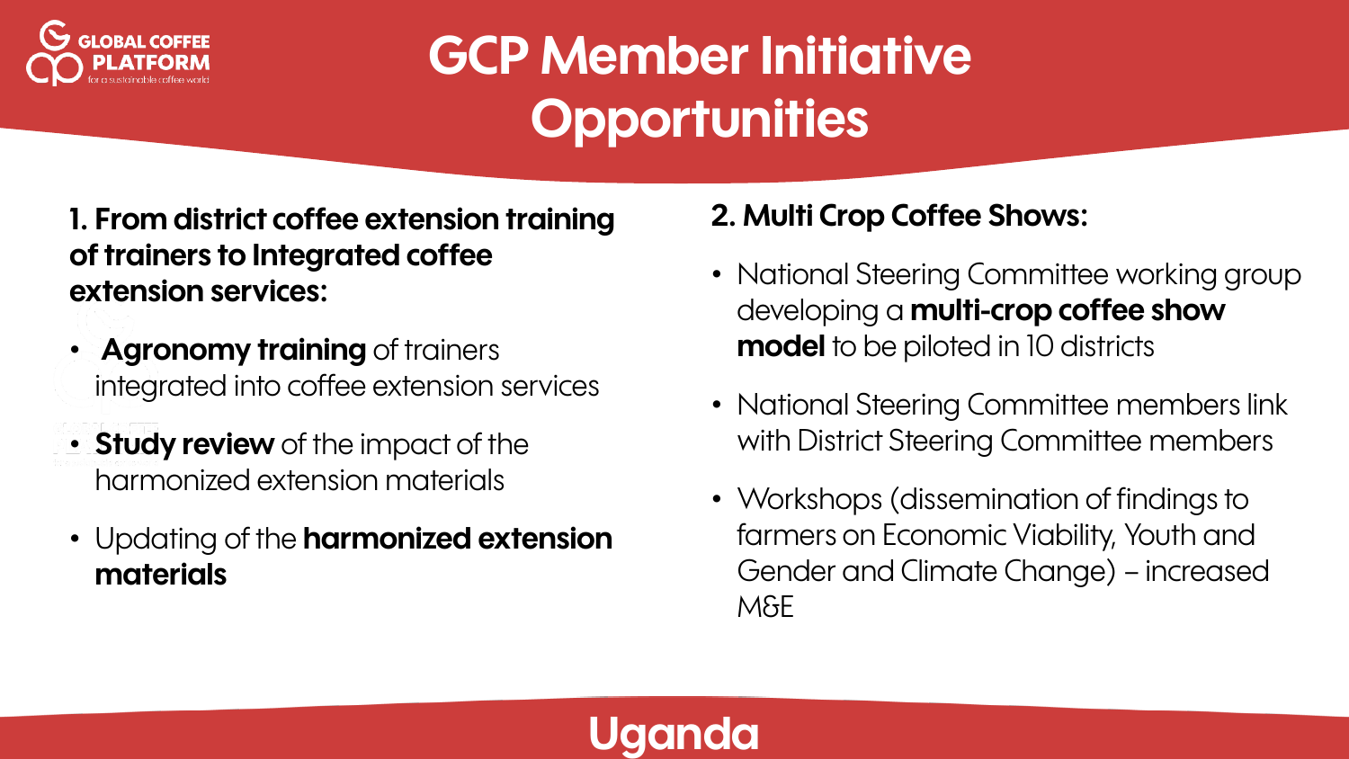# GCP Member Initiative Opportunities

**1. From district coffee extension training of trainers to Integrated coffee extension services:**

- **Agronomy training** of trainers integrated into coffee extension services
- **Study review** of the impact of the harmonized extension materials
- Updating of the **harmonized extension materials**

**2. Multi Crop Coffee Shows:**

- National Steering Committee working group developing a **multi-crop coffee show model** to be piloted in 10 districts
- National Steering Committee members link with District Steering Committee members
- Workshops (dissemination of findings to farmers on Economic Viability, Youth and Gender and Climate Change) – increased M&E

## Uganda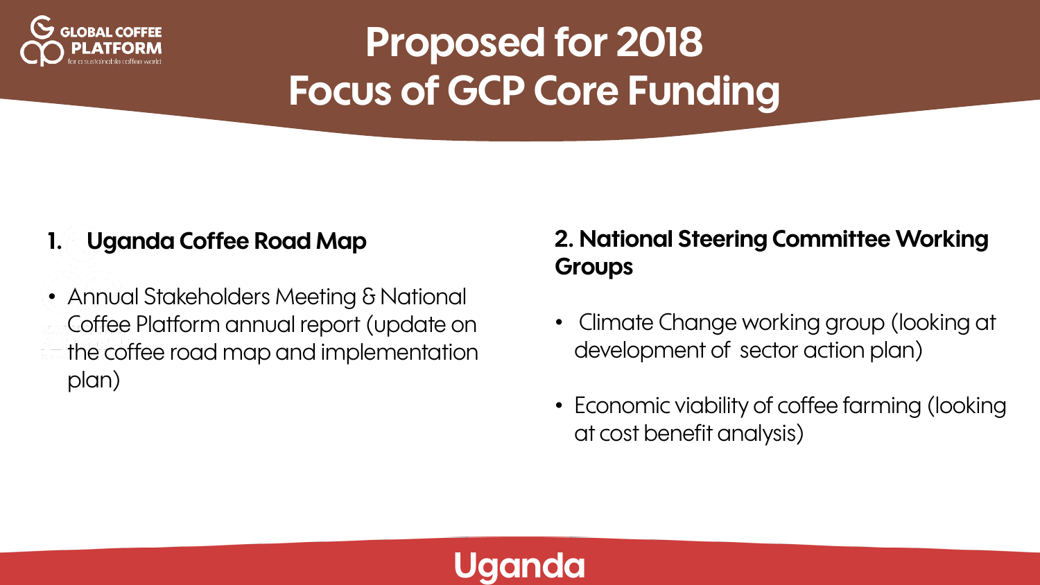# Proposed for 2018 Focus of GCP Core Funding

## 1. Uganda Coffee Road Map

- Annual Stakeholders Meeting & National Coffee Platform annual report (update on the coffee road map and implementation plan)

## 2. National Steering Committee Working Groups

- Climate Change working group (looking at development of sector action plan)
- Economic viability of coffee farming (looking at cost benefit analysis)

Uganda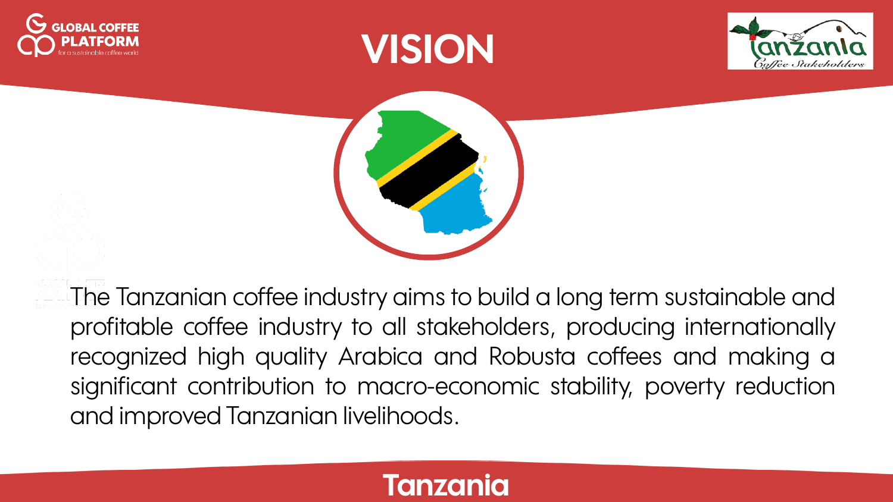# VISION

The Tanzanian coffee industry aims to build a long term sustainable and profitable coffee industry to all stakeholders, producing internationally recognized high quality Arabica and Robusta coffees and making a significant contribution to macro-economic stability, poverty reduction and improved Tanzanian livelihoods.

Tanzania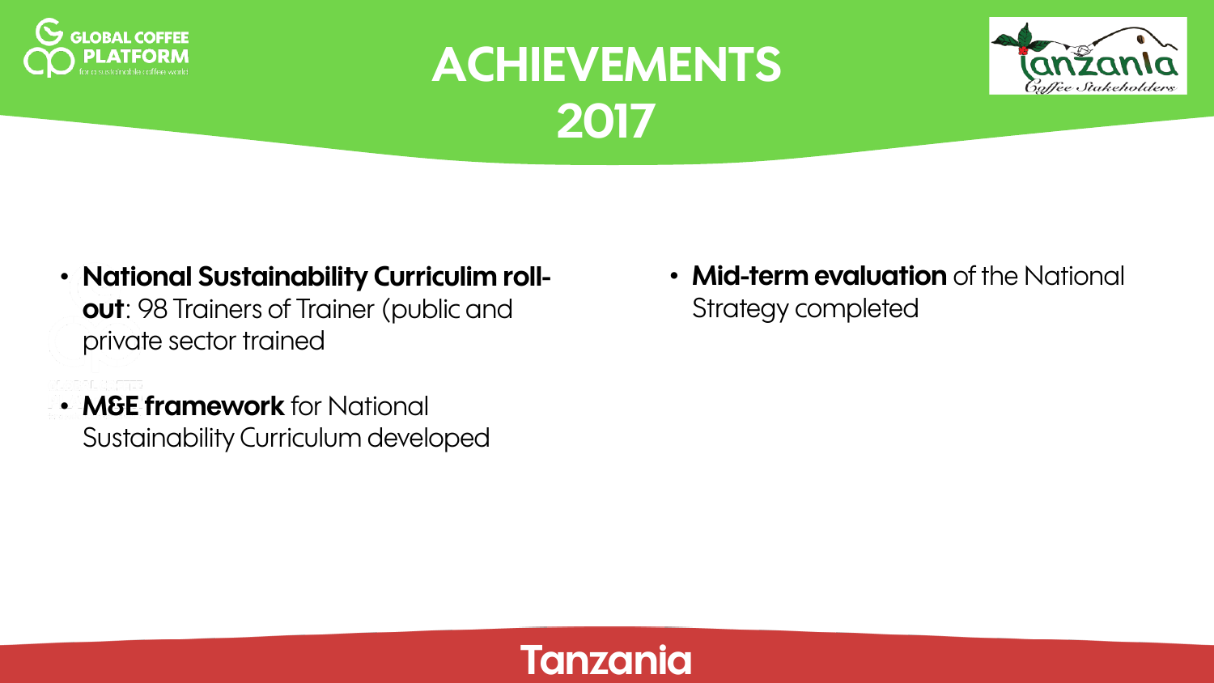# ACHIEVEMENTS 2017

- **National Sustainability Curriculim roll-out**: 98 Trainers of Trainer (public and private sector trained
- **M&E framework** for National Sustainability Curriculum developed
- **Mid-term evaluation** of the National Strategy completed

Tanzania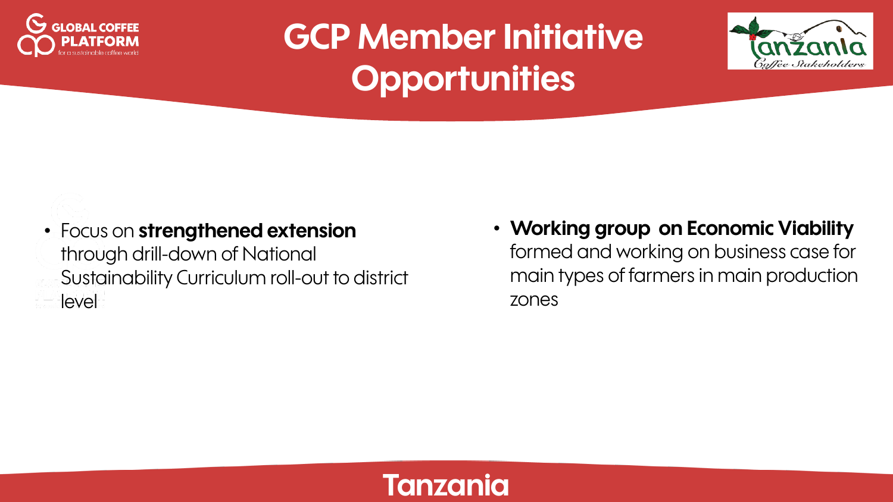# GCP Member Initiative Opportunities

- Focus on **strengthened extension** through drill-down of National Sustainability Curriculum roll-out to district level

- **Working group on Economic Viability** formed and working on business case for main types of farmers in main production zones

## Tanzania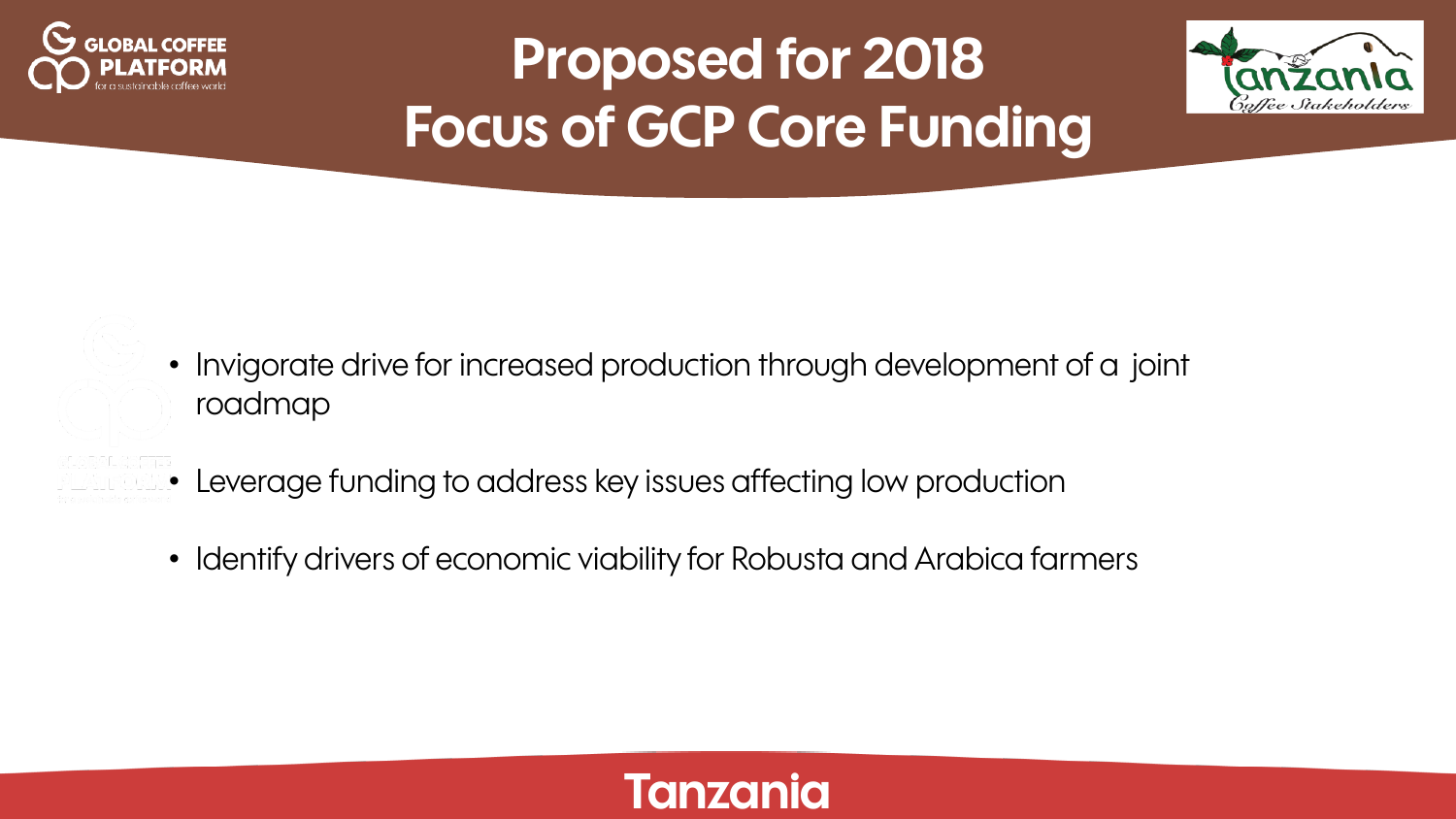# Proposed for 2018
# Focus of GCP Core Funding

- Invigorate drive for increased production through development of a joint roadmap
- Leverage funding to address key issues affecting low production
- Identify drivers of economic viability for Robusta and Arabica farmers

Tanzania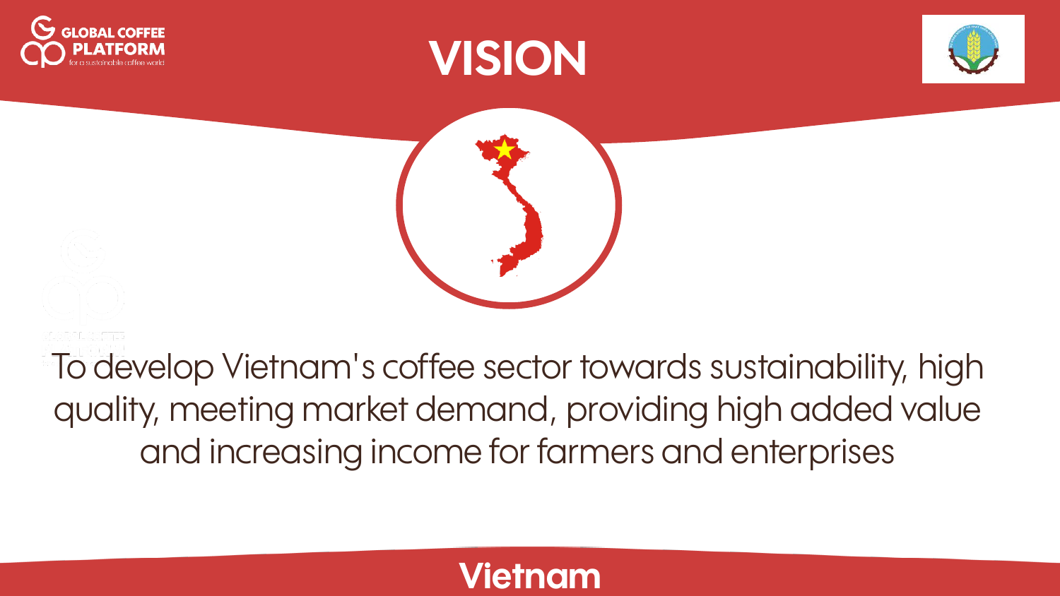# VISION

To develop Vietnam's coffee sector towards sustainability, high quality, meeting market demand, providing high added value and increasing income for farmers and enterprises

Vietnam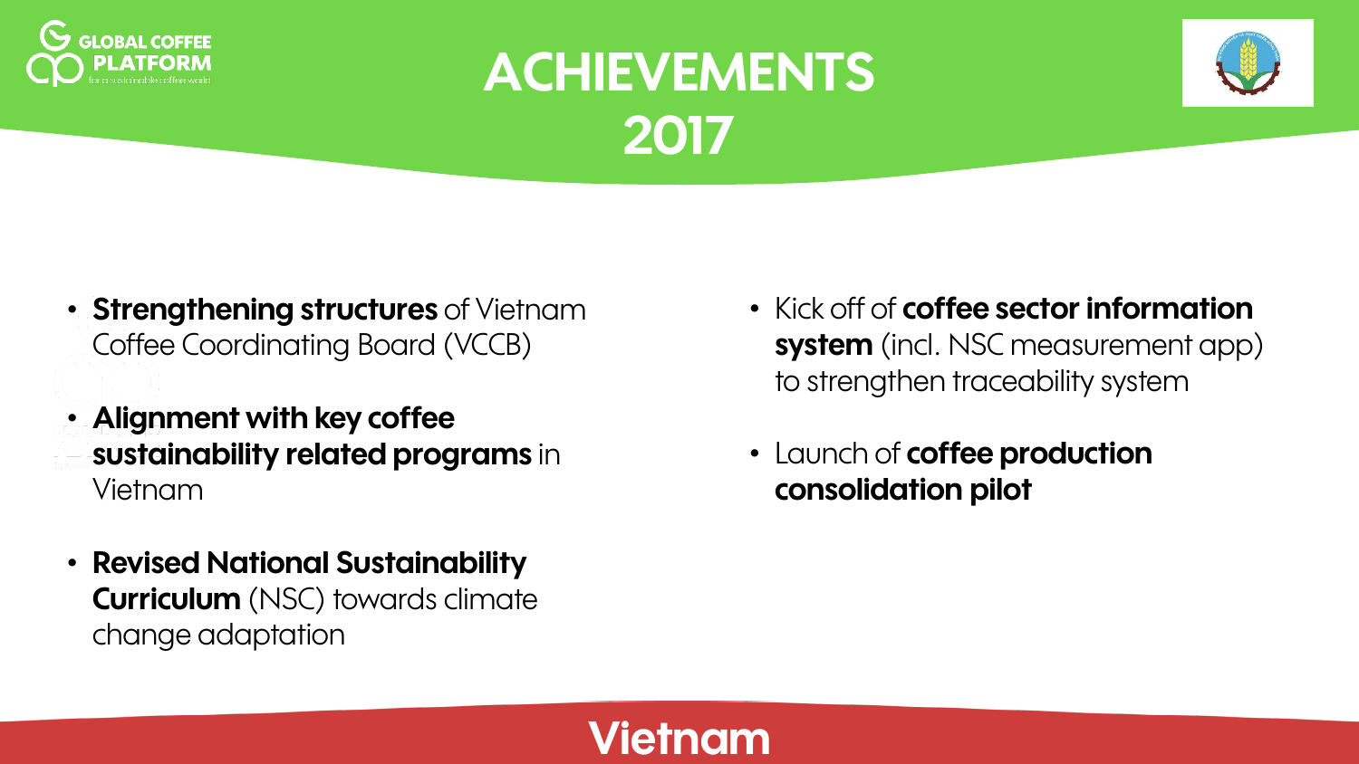# ACHIEVEMENTS 2017

- **Strengthening structures** of Vietnam Coffee Coordinating Board (VCCB)
- **Alignment with key coffee sustainability related programs** in Vietnam
- **Revised National Sustainability Curriculum** (NSC) towards climate change adaptation
- Kick off of **coffee sector information system** (incl. NSC measurement app) to strengthen traceability system
- Launch of **coffee production consolidation pilot**

## Vietnam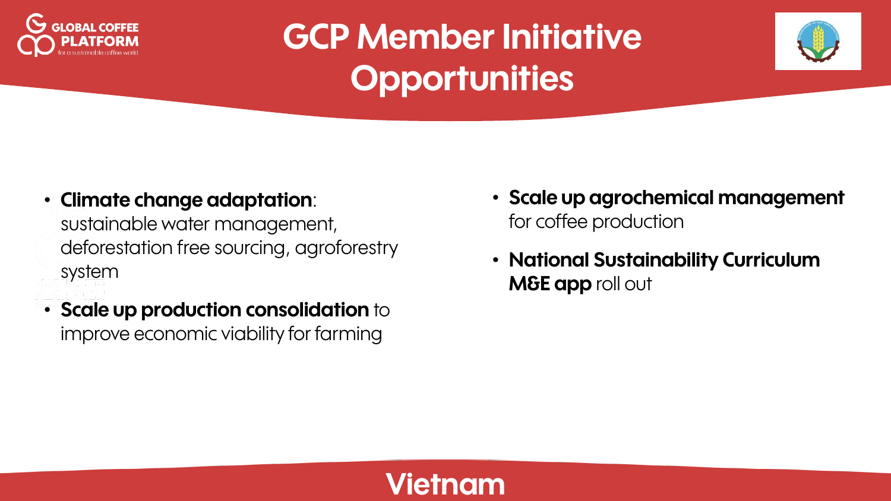# GCP Member Initiative Opportunities

- **Climate change adaptation**: sustainable water management, deforestation free sourcing, agroforestry system
- **Scale up production consolidation** to improve economic viability for farming
- **Scale up agrochemical management** for coffee production
- **National Sustainability Curriculum M&E app** roll out

## Vietnam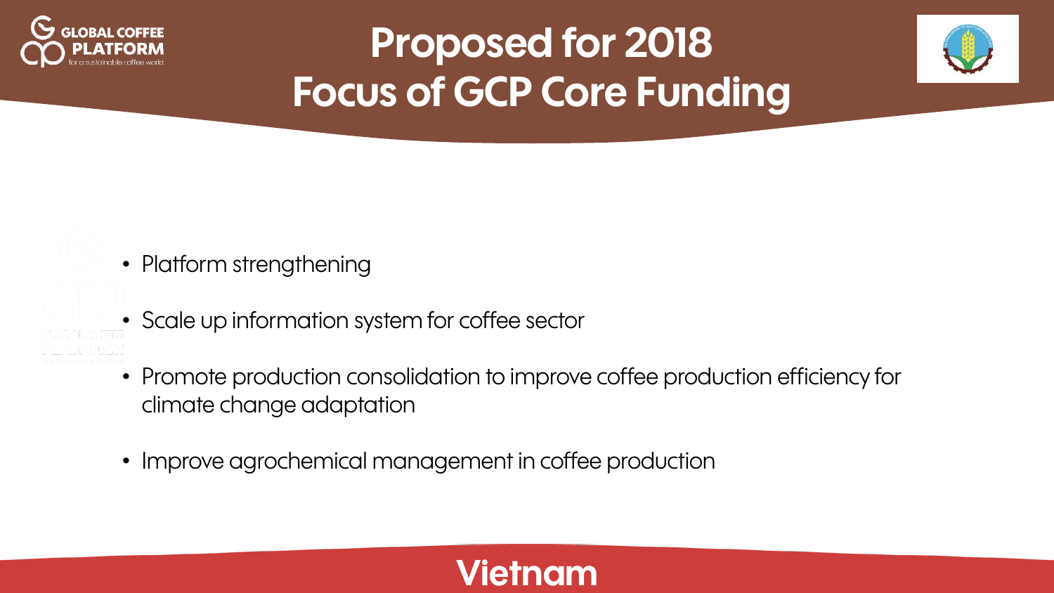# Proposed for 2018 Focus of GCP Core Funding

- Platform strengthening
- Scale up information system for coffee sector
- Promote production consolidation to improve coffee production efficiency for climate change adaptation
- Improve agrochemical management in coffee production

Vietnam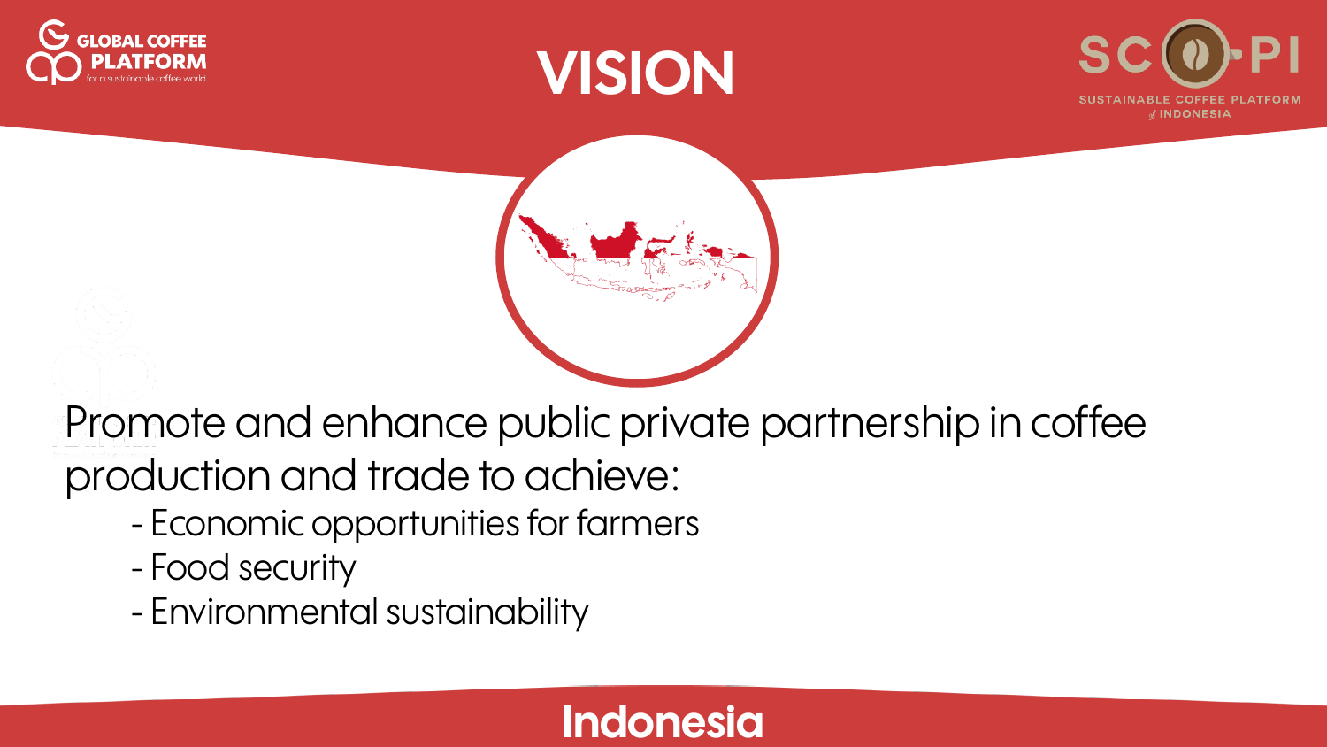# VISION

Promote and enhance public private partnership in coffee production and trade to achieve:

- Economic opportunities for farmers
- Food security
- Environmental sustainability

Indonesia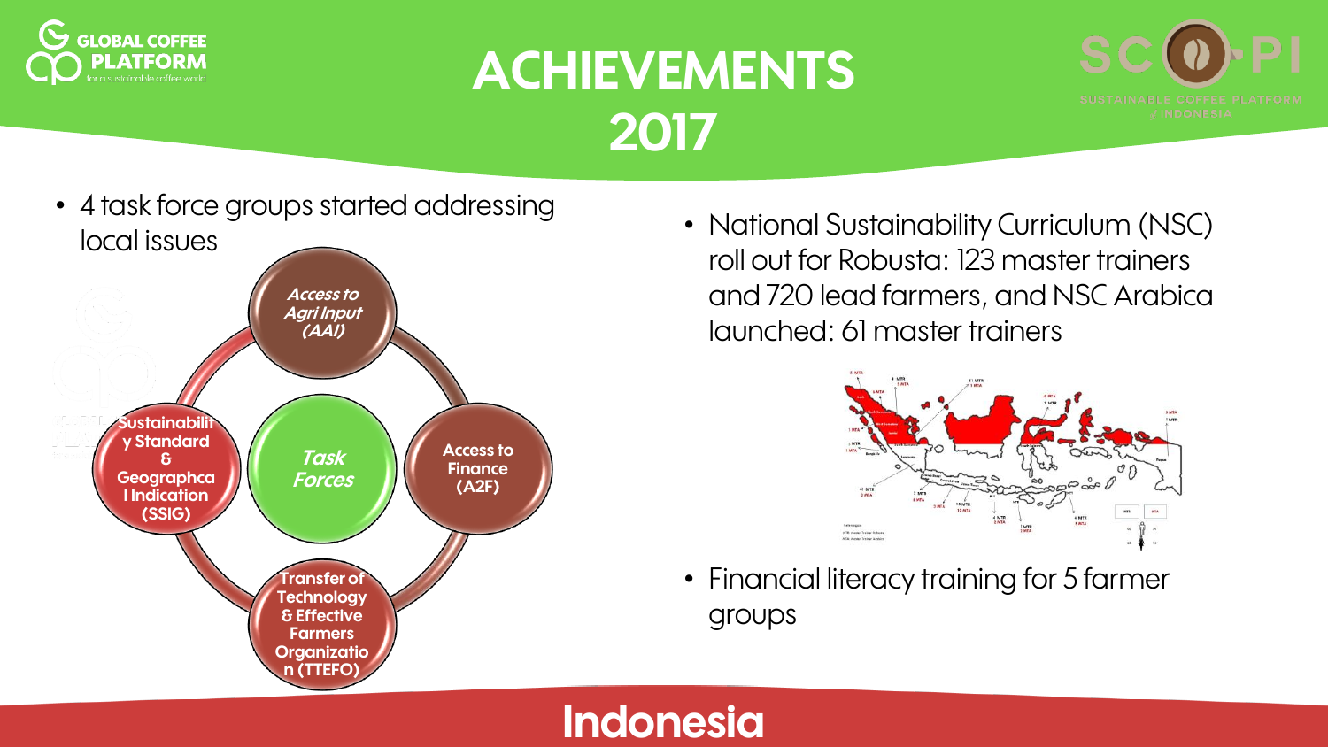# ACHIEVEMENTS 2017

- 4 task force groups started addressing local issues

Task Forces:
- Access to Agri Input (AAI)
- Access to Finance (A2F)
- Transfer of Technology & Effective Farmers Organizatio n (TTEFO)
- Sustainabilit y Standard & Geographca l Indication (SSIG)

- National Sustainability Curriculum (NSC) roll out for Robusta: 123 master trainers and 720 lead farmers, and NSC Arabica launched: 61 master trainers

- Financial literacy training for 5 farmer groups

## Indonesia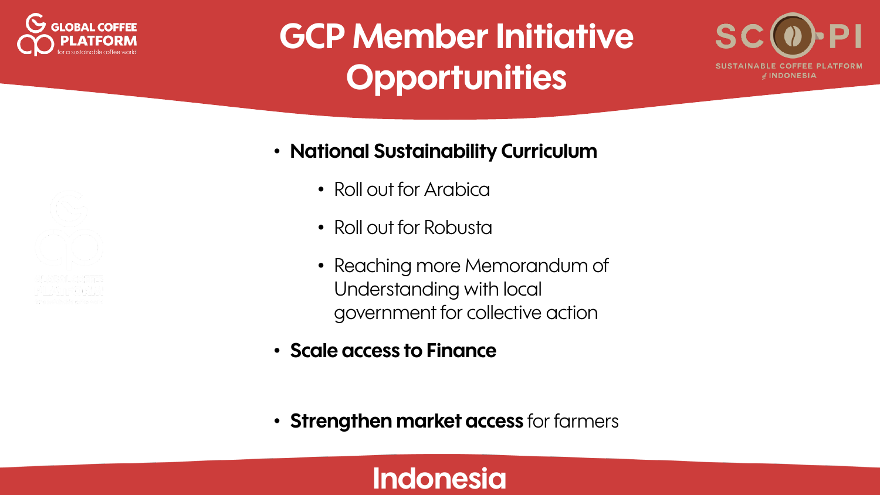# GCP Member Initiative Opportunities

- **National Sustainability Curriculum**
  - Roll out for Arabica
  - Roll out for Robusta
  - Reaching more Memorandum of Understanding with local government for collective action
- **Scale access to Finance**
- **Strengthen market access** for farmers

Indonesia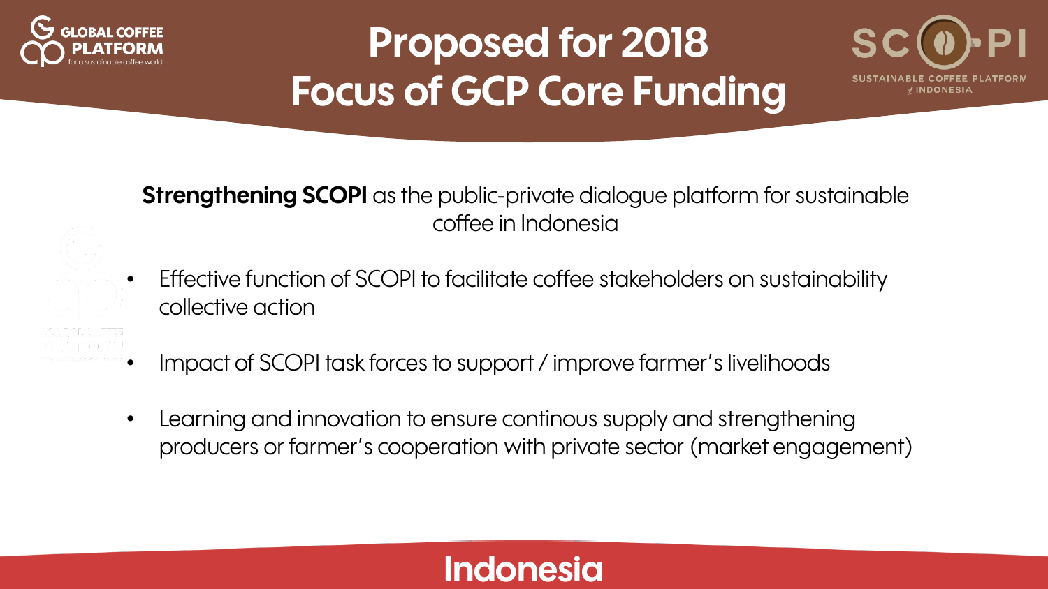# Proposed for 2018 Focus of GCP Core Funding

**Strengthening SCOPI** as the public-private dialogue platform for sustainable coffee in Indonesia

- Effective function of SCOPI to facilitate coffee stakeholders on sustainability collective action
- Impact of SCOPI task forces to support / improve farmer's livelihoods
- Learning and innovation to ensure continous supply and strengthening producers or farmer's cooperation with private sector (market engagement)

Indonesia